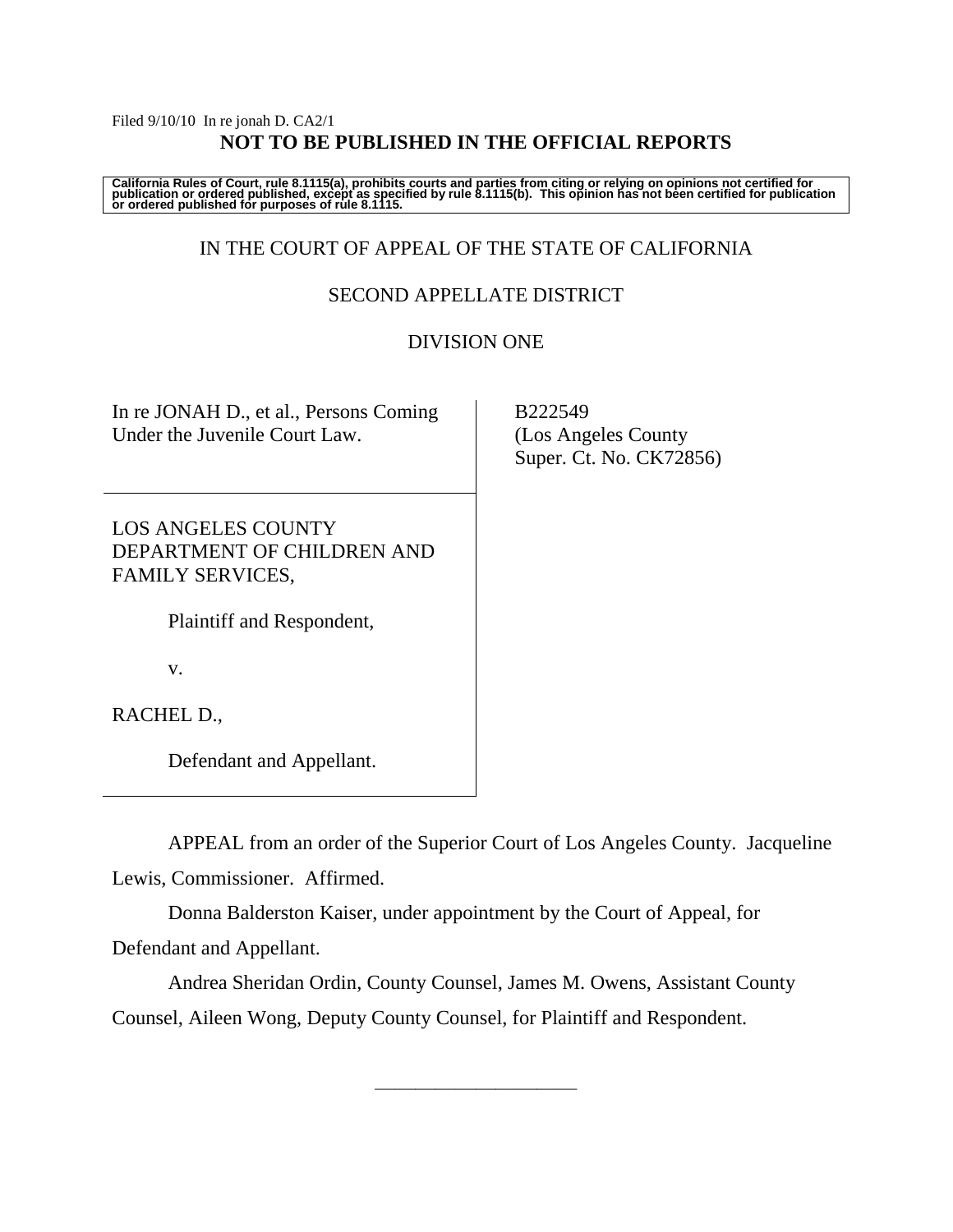Filed 9/10/10 In re jonah D. CA2/1

**NOT TO BE PUBLISHED IN THE OFFICIAL REPORTS**

**California Rules of Court, rule 8.1115(a), prohibits courts and parties from citing or relying on opinions not certified for publication or ordered published, except as specified by rule 8.1115(b). This opinion has not been certified for publication or ordered published for purposes of rule 8.1115.**

IN THE COURT OF APPEAL OF THE STATE OF CALIFORNIA

SECOND APPELLATE DISTRICT

DIVISION ONE

In re JONAH D., et al., Persons Coming Under the Juvenile Court Law.

B222549
(Los Angeles County Super. Ct. No. CK72856)

LOS ANGELES COUNTY DEPARTMENT OF CHILDREN AND FAMILY SERVICES,

Plaintiff and Respondent,

v.

RACHEL D.,

Defendant and Appellant.

APPEAL from an order of the Superior Court of Los Angeles County. Jacqueline Lewis, Commissioner. Affirmed.

Donna Balderston Kaiser, under appointment by the Court of Appeal, for Defendant and Appellant.

Andrea Sheridan Ordin, County Counsel, James M. Owens, Assistant County Counsel, Aileen Wong, Deputy County Counsel, for Plaintiff and Respondent.

______________________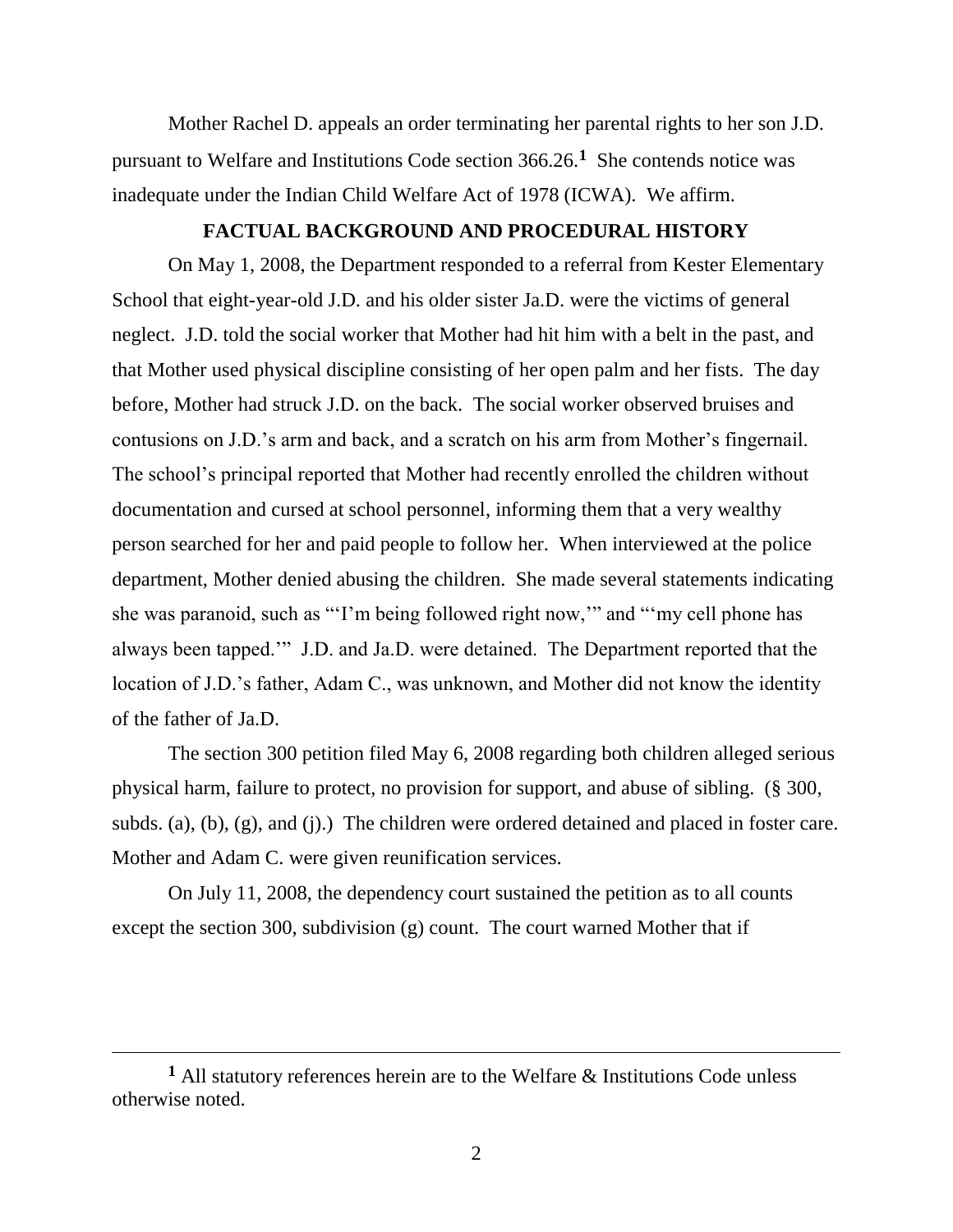Mother Rachel D. appeals an order terminating her parental rights to her son J.D. pursuant to Welfare and Institutions Code section 366.26.[1] She contends notice was inadequate under the Indian Child Welfare Act of 1978 (ICWA). We affirm.

## FACTUAL BACKGROUND AND PROCEDURAL HISTORY

On May 1, 2008, the Department responded to a referral from Kester Elementary School that eight-year-old J.D. and his older sister Ja.D. were the victims of general neglect. J.D. told the social worker that Mother had hit him with a belt in the past, and that Mother used physical discipline consisting of her open palm and her fists. The day before, Mother had struck J.D. on the back. The social worker observed bruises and contusions on J.D.'s arm and back, and a scratch on his arm from Mother's fingernail. The school's principal reported that Mother had recently enrolled the children without documentation and cursed at school personnel, informing them that a very wealthy person searched for her and paid people to follow her. When interviewed at the police department, Mother denied abusing the children. She made several statements indicating she was paranoid, such as "'I'm being followed right now,'" and "'my cell phone has always been tapped.'" J.D. and Ja.D. were detained. The Department reported that the location of J.D.'s father, Adam C., was unknown, and Mother did not know the identity of the father of Ja.D.

The section 300 petition filed May 6, 2008 regarding both children alleged serious physical harm, failure to protect, no provision for support, and abuse of sibling. (§ 300, subds. (a), (b), (g), and (j).) The children were ordered detained and placed in foster care. Mother and Adam C. were given reunification services.

On July 11, 2008, the dependency court sustained the petition as to all counts except the section 300, subdivision (g) count. The court warned Mother that if

---

[1] All statutory references herein are to the Welfare & Institutions Code unless otherwise noted.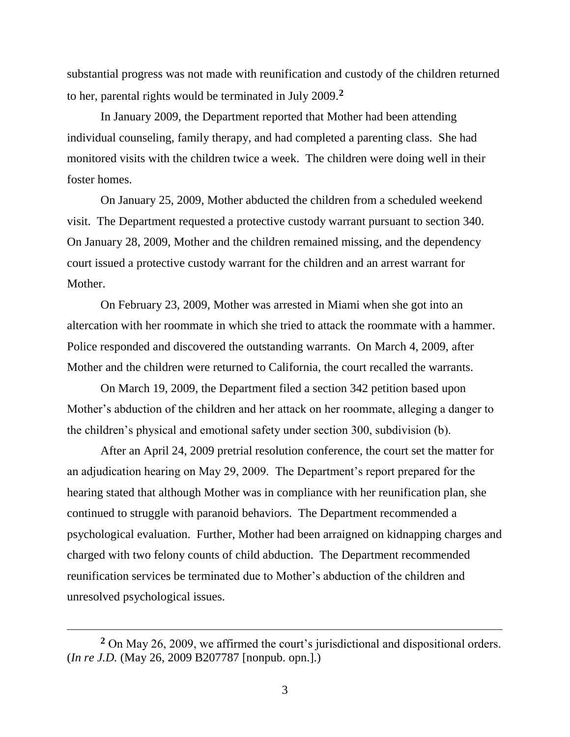substantial progress was not made with reunification and custody of the children returned to her, parental rights would be terminated in July 2009.[2]

In January 2009, the Department reported that Mother had been attending individual counseling, family therapy, and had completed a parenting class. She had monitored visits with the children twice a week. The children were doing well in their foster homes.

On January 25, 2009, Mother abducted the children from a scheduled weekend visit. The Department requested a protective custody warrant pursuant to section 340. On January 28, 2009, Mother and the children remained missing, and the dependency court issued a protective custody warrant for the children and an arrest warrant for Mother.

On February 23, 2009, Mother was arrested in Miami when she got into an altercation with her roommate in which she tried to attack the roommate with a hammer. Police responded and discovered the outstanding warrants. On March 4, 2009, after Mother and the children were returned to California, the court recalled the warrants.

On March 19, 2009, the Department filed a section 342 petition based upon Mother's abduction of the children and her attack on her roommate, alleging a danger to the children's physical and emotional safety under section 300, subdivision (b).

After an April 24, 2009 pretrial resolution conference, the court set the matter for an adjudication hearing on May 29, 2009. The Department's report prepared for the hearing stated that although Mother was in compliance with her reunification plan, she continued to struggle with paranoid behaviors. The Department recommended a psychological evaluation. Further, Mother had been arraigned on kidnapping charges and charged with two felony counts of child abduction. The Department recommended reunification services be terminated due to Mother's abduction of the children and unresolved psychological issues.

---

[2] On May 26, 2009, we affirmed the court's jurisdictional and dispositional orders. (*In re J.D.* (May 26, 2009 B207787 [nonpub. opn.].)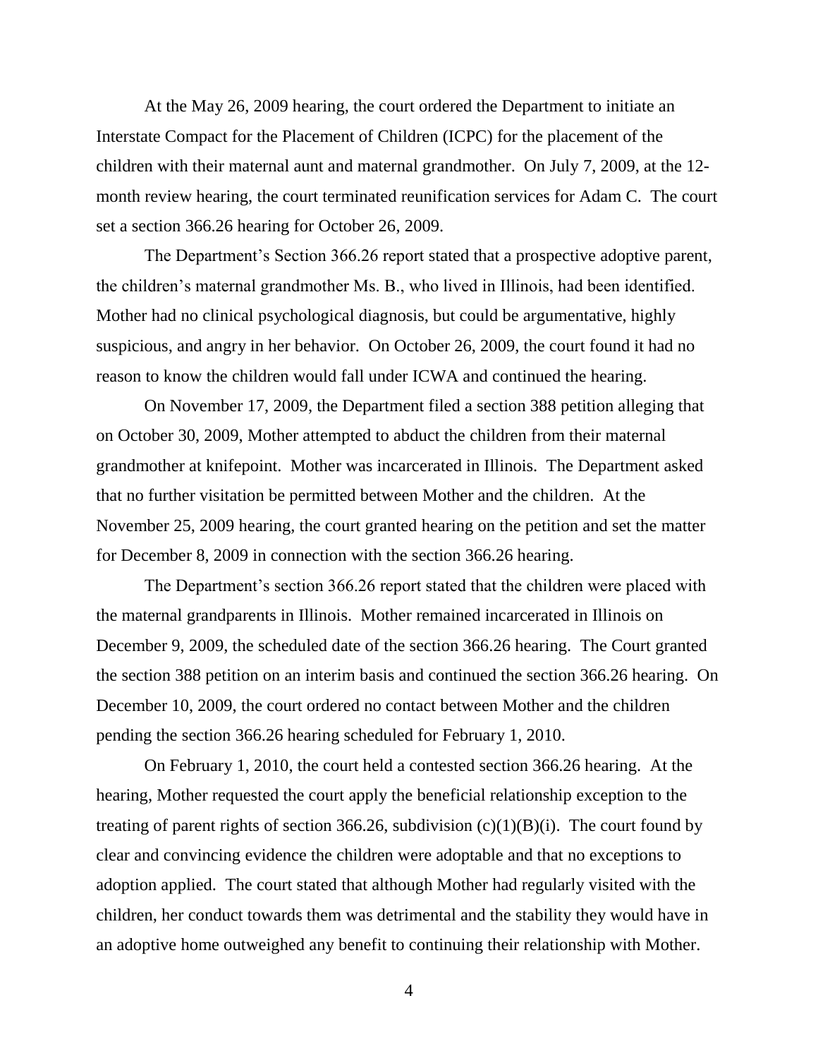At the May 26, 2009 hearing, the court ordered the Department to initiate an Interstate Compact for the Placement of Children (ICPC) for the placement of the children with their maternal aunt and maternal grandmother. On July 7, 2009, at the 12-month review hearing, the court terminated reunification services for Adam C. The court set a section 366.26 hearing for October 26, 2009.

The Department's Section 366.26 report stated that a prospective adoptive parent, the children's maternal grandmother Ms. B., who lived in Illinois, had been identified. Mother had no clinical psychological diagnosis, but could be argumentative, highly suspicious, and angry in her behavior. On October 26, 2009, the court found it had no reason to know the children would fall under ICWA and continued the hearing.

On November 17, 2009, the Department filed a section 388 petition alleging that on October 30, 2009, Mother attempted to abduct the children from their maternal grandmother at knifepoint. Mother was incarcerated in Illinois. The Department asked that no further visitation be permitted between Mother and the children. At the November 25, 2009 hearing, the court granted hearing on the petition and set the matter for December 8, 2009 in connection with the section 366.26 hearing.

The Department's section 366.26 report stated that the children were placed with the maternal grandparents in Illinois. Mother remained incarcerated in Illinois on December 9, 2009, the scheduled date of the section 366.26 hearing. The Court granted the section 388 petition on an interim basis and continued the section 366.26 hearing. On December 10, 2009, the court ordered no contact between Mother and the children pending the section 366.26 hearing scheduled for February 1, 2010.

On February 1, 2010, the court held a contested section 366.26 hearing. At the hearing, Mother requested the court apply the beneficial relationship exception to the treating of parent rights of section 366.26, subdivision (c)(1)(B)(i). The court found by clear and convincing evidence the children were adoptable and that no exceptions to adoption applied. The court stated that although Mother had regularly visited with the children, her conduct towards them was detrimental and the stability they would have in an adoptive home outweighed any benefit to continuing their relationship with Mother.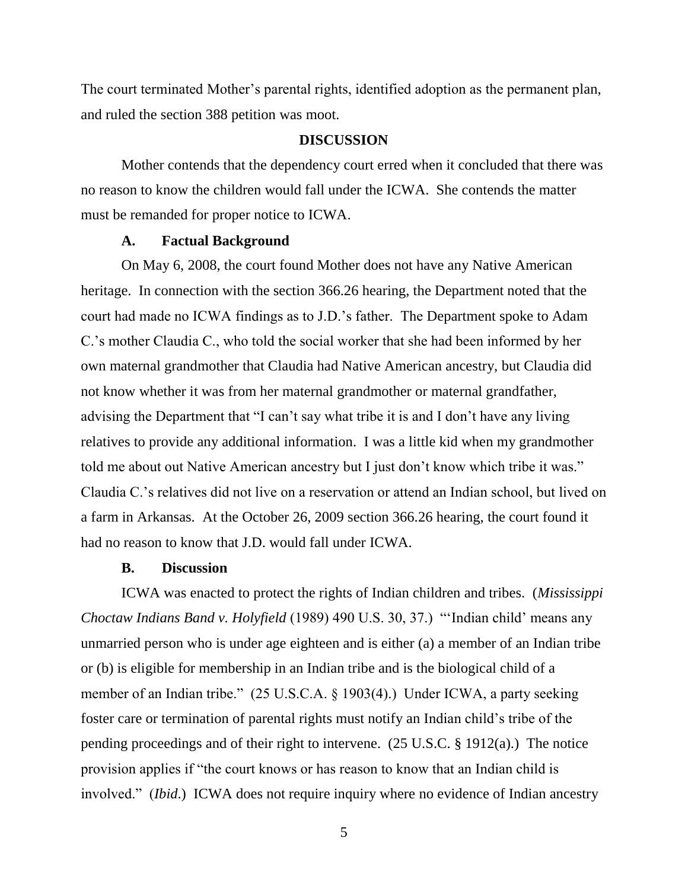The court terminated Mother's parental rights, identified adoption as the permanent plan, and ruled the section 388 petition was moot.

## DISCUSSION

Mother contends that the dependency court erred when it concluded that there was no reason to know the children would fall under the ICWA. She contends the matter must be remanded for proper notice to ICWA.

### A. Factual Background

On May 6, 2008, the court found Mother does not have any Native American heritage. In connection with the section 366.26 hearing, the Department noted that the court had made no ICWA findings as to J.D.'s father. The Department spoke to Adam C.'s mother Claudia C., who told the social worker that she had been informed by her own maternal grandmother that Claudia had Native American ancestry, but Claudia did not know whether it was from her maternal grandmother or maternal grandfather, advising the Department that "I can't say what tribe it is and I don't have any living relatives to provide any additional information. I was a little kid when my grandmother told me about out Native American ancestry but I just don't know which tribe it was." Claudia C.'s relatives did not live on a reservation or attend an Indian school, but lived on a farm in Arkansas. At the October 26, 2009 section 366.26 hearing, the court found it had no reason to know that J.D. would fall under ICWA.

### B. Discussion

ICWA was enacted to protect the rights of Indian children and tribes. (*Mississippi Choctaw Indians Band v. Holyfield* (1989) 490 U.S. 30, 37.) "'Indian child' means any unmarried person who is under age eighteen and is either (a) a member of an Indian tribe or (b) is eligible for membership in an Indian tribe and is the biological child of a member of an Indian tribe." (25 U.S.C.A. § 1903(4).) Under ICWA, a party seeking foster care or termination of parental rights must notify an Indian child's tribe of the pending proceedings and of their right to intervene. (25 U.S.C. § 1912(a).) The notice provision applies if "the court knows or has reason to know that an Indian child is involved." (*Ibid*.) ICWA does not require inquiry where no evidence of Indian ancestry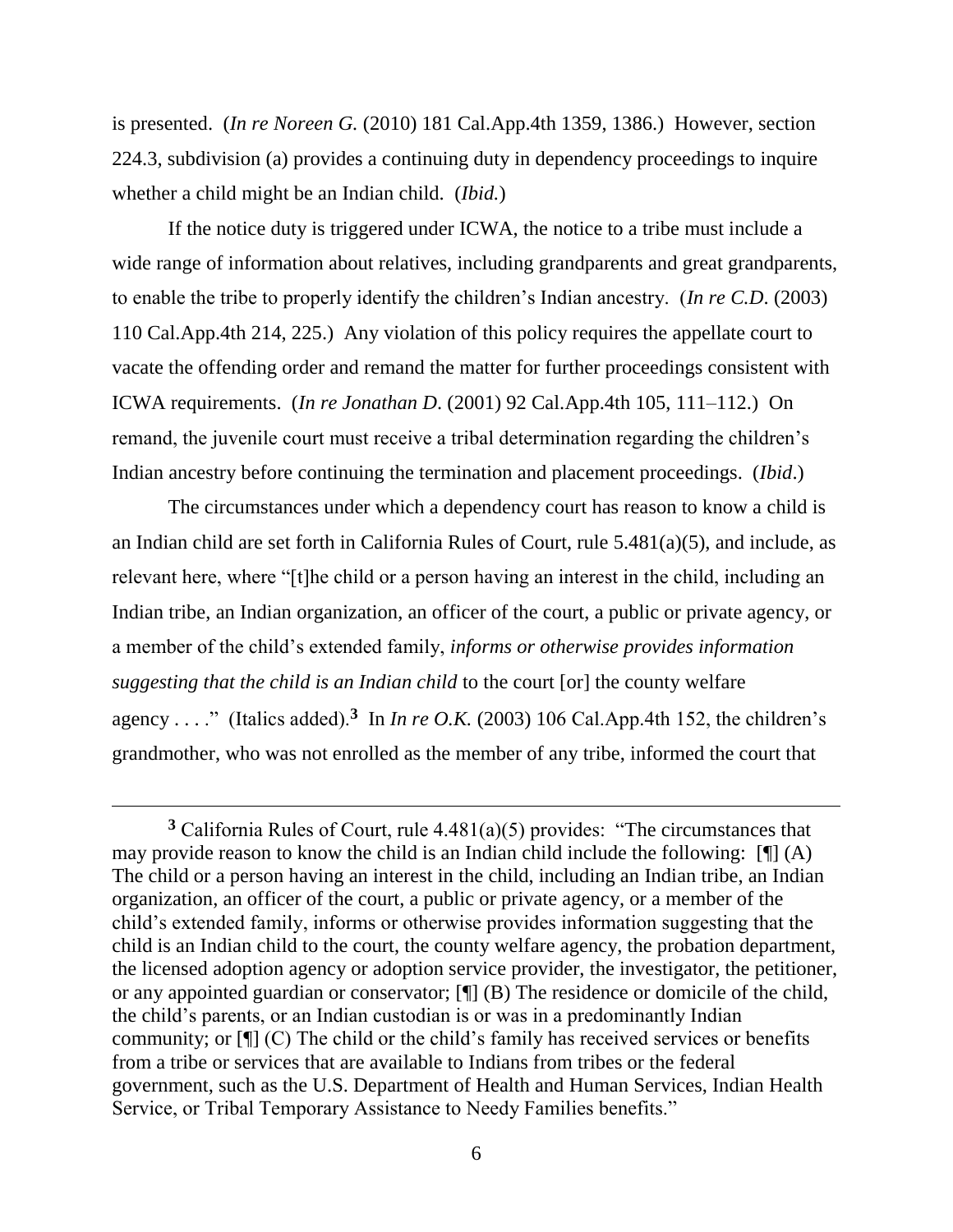is presented. (*In re Noreen G.* (2010) 181 Cal.App.4th 1359, 1386.) However, section 224.3, subdivision (a) provides a continuing duty in dependency proceedings to inquire whether a child might be an Indian child. (*Ibid.*)

If the notice duty is triggered under ICWA, the notice to a tribe must include a wide range of information about relatives, including grandparents and great grandparents, to enable the tribe to properly identify the children's Indian ancestry. (*In re C.D.* (2003) 110 Cal.App.4th 214, 225.) Any violation of this policy requires the appellate court to vacate the offending order and remand the matter for further proceedings consistent with ICWA requirements. (*In re Jonathan D.* (2001) 92 Cal.App.4th 105, 111–112.) On remand, the juvenile court must receive a tribal determination regarding the children's Indian ancestry before continuing the termination and placement proceedings. (*Ibid*.)

The circumstances under which a dependency court has reason to know a child is an Indian child are set forth in California Rules of Court, rule 5.481(a)(5), and include, as relevant here, where "[t]he child or a person having an interest in the child, including an Indian tribe, an Indian organization, an officer of the court, a public or private agency, or a member of the child's extended family, *informs or otherwise provides information suggesting that the child is an Indian child* to the court [or] the county welfare agency . . . ." (Italics added).[3] In *In re O.K.* (2003) 106 Cal.App.4th 152, the children's grandmother, who was not enrolled as the member of any tribe, informed the court that

---

[3] California Rules of Court, rule 4.481(a)(5) provides: "The circumstances that may provide reason to know the child is an Indian child include the following: [¶] (A) The child or a person having an interest in the child, including an Indian tribe, an Indian organization, an officer of the court, a public or private agency, or a member of the child's extended family, informs or otherwise provides information suggesting that the child is an Indian child to the court, the county welfare agency, the probation department, the licensed adoption agency or adoption service provider, the investigator, the petitioner, or any appointed guardian or conservator; [¶] (B) The residence or domicile of the child, the child's parents, or an Indian custodian is or was in a predominantly Indian community; or [¶] (C) The child or the child's family has received services or benefits from a tribe or services that are available to Indians from tribes or the federal government, such as the U.S. Department of Health and Human Services, Indian Health Service, or Tribal Temporary Assistance to Needy Families benefits."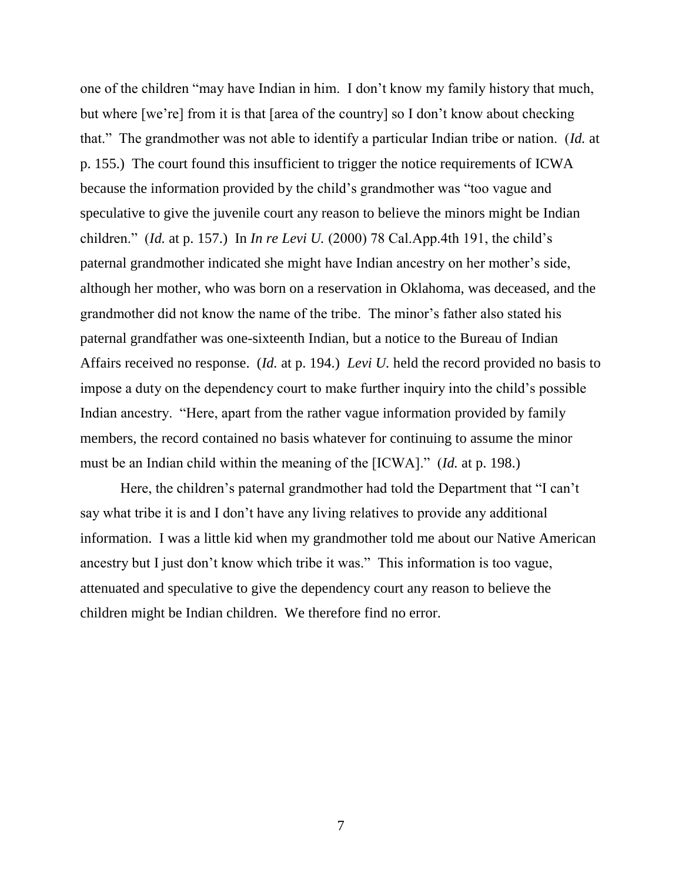one of the children "may have Indian in him. I don't know my family history that much, but where [we're] from it is that [area of the country] so I don't know about checking that." The grandmother was not able to identify a particular Indian tribe or nation. (*Id.* at p. 155.) The court found this insufficient to trigger the notice requirements of ICWA because the information provided by the child's grandmother was "too vague and speculative to give the juvenile court any reason to believe the minors might be Indian children." (*Id.* at p. 157.) In *In re Levi U.* (2000) 78 Cal.App.4th 191, the child's paternal grandmother indicated she might have Indian ancestry on her mother's side, although her mother, who was born on a reservation in Oklahoma, was deceased, and the grandmother did not know the name of the tribe. The minor's father also stated his paternal grandfather was one-sixteenth Indian, but a notice to the Bureau of Indian Affairs received no response. (*Id.* at p. 194.) *Levi U.* held the record provided no basis to impose a duty on the dependency court to make further inquiry into the child's possible Indian ancestry. "Here, apart from the rather vague information provided by family members, the record contained no basis whatever for continuing to assume the minor must be an Indian child within the meaning of the [ICWA]." (*Id.* at p. 198.)

Here, the children's paternal grandmother had told the Department that "I can't say what tribe it is and I don't have any living relatives to provide any additional information. I was a little kid when my grandmother told me about our Native American ancestry but I just don't know which tribe it was." This information is too vague, attenuated and speculative to give the dependency court any reason to believe the children might be Indian children. We therefore find no error.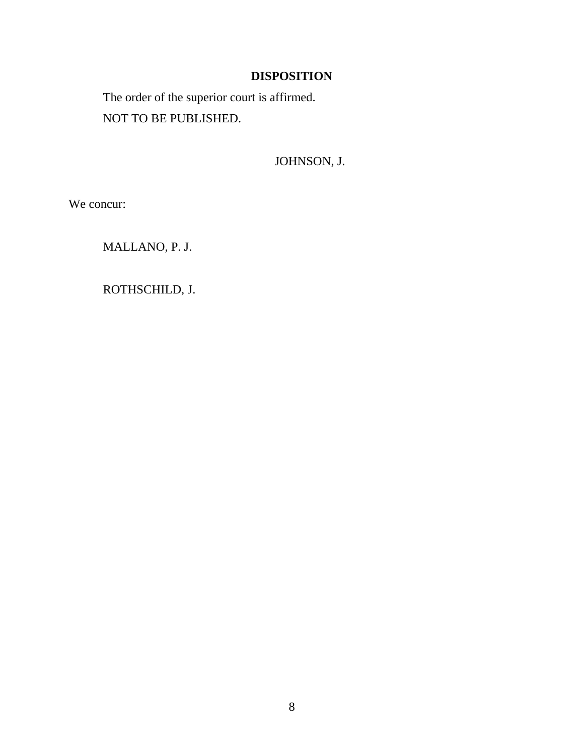## DISPOSITION

The order of the superior court is affirmed.

NOT TO BE PUBLISHED.

JOHNSON, J.

We concur:

MALLANO, P. J.

ROTHSCHILD, J.